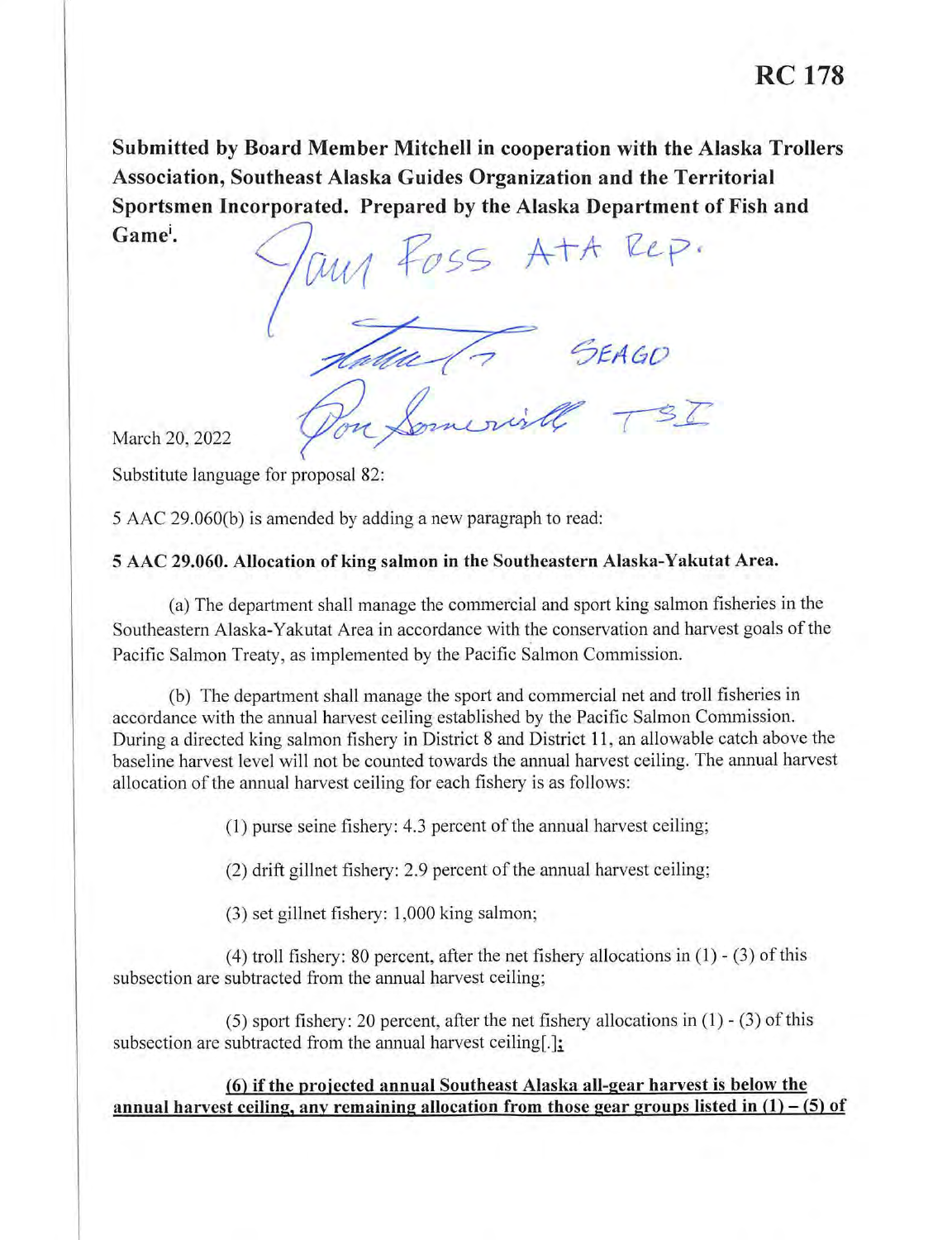# RC 178

**Submitted by Board Member Mitchell in cooperation with the Alaska Trollers Association, Southeast Alaska Guides Organization and the Territorial Sportsmen Incorporated. Prepared by the Alaska Department of Fish and Game[i].**

Paul Foss ATA Rep.

SEAGO

Don Somerville TSI

March 20, 2022

Substitute language for proposal 82:

5 AAC 29.060(b) is amended by adding a new paragraph to read:

**5 AAC 29.060. Allocation of king salmon in the Southeastern Alaska-Yakutat Area.**

(a) The department shall manage the commercial and sport king salmon fisheries in the Southeastern Alaska-Yakutat Area in accordance with the conservation and harvest goals of the Pacific Salmon Treaty, as implemented by the Pacific Salmon Commission.

(b) The department shall manage the sport and commercial net and troll fisheries in accordance with the annual harvest ceiling established by the Pacific Salmon Commission. During a directed king salmon fishery in District 8 and District 11, an allowable catch above the baseline harvest level will not be counted towards the annual harvest ceiling. The annual harvest allocation of the annual harvest ceiling for each fishery is as follows:

(1) purse seine fishery: 4.3 percent of the annual harvest ceiling;

(2) drift gillnet fishery: 2.9 percent of the annual harvest ceiling;

(3) set gillnet fishery: 1,000 king salmon;

(4) troll fishery: 80 percent, after the net fishery allocations in (1) - (3) of this subsection are subtracted from the annual harvest ceiling;

(5) sport fishery: 20 percent, after the net fishery allocations in (1) - (3) of this subsection are subtracted from the annual harvest ceiling[.]**;**

**(6) if the projected annual Southeast Alaska all-gear harvest is below the annual harvest ceiling, any remaining allocation from those gear groups listed in (1) – (5) of**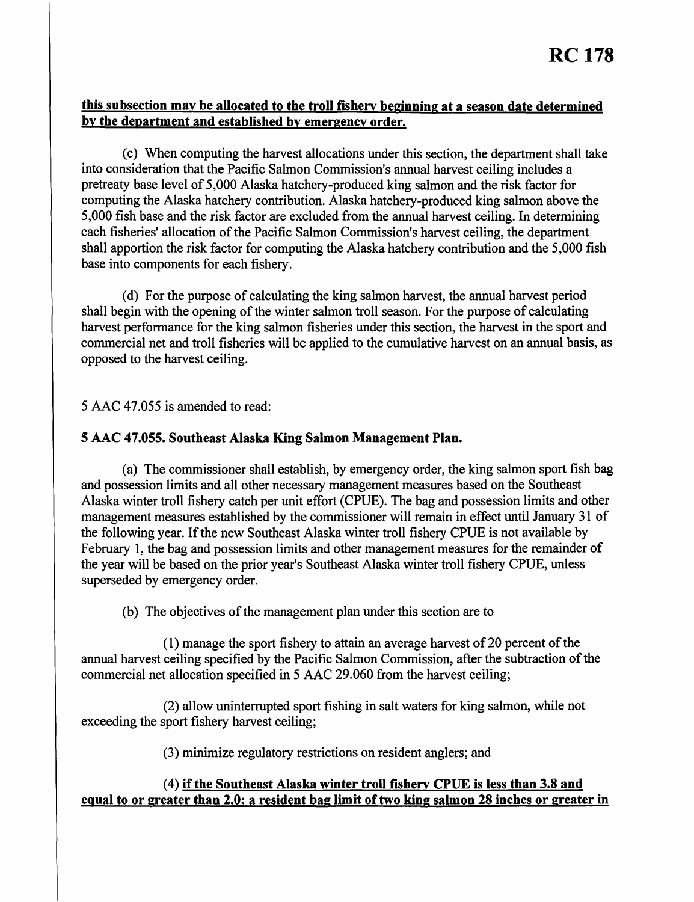**RC 178**

**<u>this subsection may be allocated to the troll fishery beginning at a season date determined by the department and established by emergency order.</u>**

(c) When computing the harvest allocations under this section, the department shall take into consideration that the Pacific Salmon Commission's annual harvest ceiling includes a pretreaty base level of 5,000 Alaska hatchery-produced king salmon and the risk factor for computing the Alaska hatchery contribution. Alaska hatchery-produced king salmon above the 5,000 fish base and the risk factor are excluded from the annual harvest ceiling. In determining each fisheries' allocation of the Pacific Salmon Commission's harvest ceiling, the department shall apportion the risk factor for computing the Alaska hatchery contribution and the 5,000 fish base into components for each fishery.

(d) For the purpose of calculating the king salmon harvest, the annual harvest period shall begin with the opening of the winter salmon troll season. For the purpose of calculating harvest performance for the king salmon fisheries under this section, the harvest in the sport and commercial net and troll fisheries will be applied to the cumulative harvest on an annual basis, as opposed to the harvest ceiling.

5 AAC 47.055 is amended to read:

**5 AAC 47.055. Southeast Alaska King Salmon Management Plan.**

(a) The commissioner shall establish, by emergency order, the king salmon sport fish bag and possession limits and all other necessary management measures based on the Southeast Alaska winter troll fishery catch per unit effort (CPUE). The bag and possession limits and other management measures established by the commissioner will remain in effect until January 31 of the following year. If the new Southeast Alaska winter troll fishery CPUE is not available by February 1, the bag and possession limits and other management measures for the remainder of the year will be based on the prior year's Southeast Alaska winter troll fishery CPUE, unless superseded by emergency order.

(b) The objectives of the management plan under this section are to

(1) manage the sport fishery to attain an average harvest of 20 percent of the annual harvest ceiling specified by the Pacific Salmon Commission, after the subtraction of the commercial net allocation specified in 5 AAC 29.060 from the harvest ceiling;

(2) allow uninterrupted sport fishing in salt waters for king salmon, while not exceeding the sport fishery harvest ceiling;

(3) minimize regulatory restrictions on resident anglers; and

(4) **<u>if the Southeast Alaska winter troll fishery CPUE is less than 3.8 and equal to or greater than 2.0; a resident bag limit of two king salmon 28 inches or greater in</u>**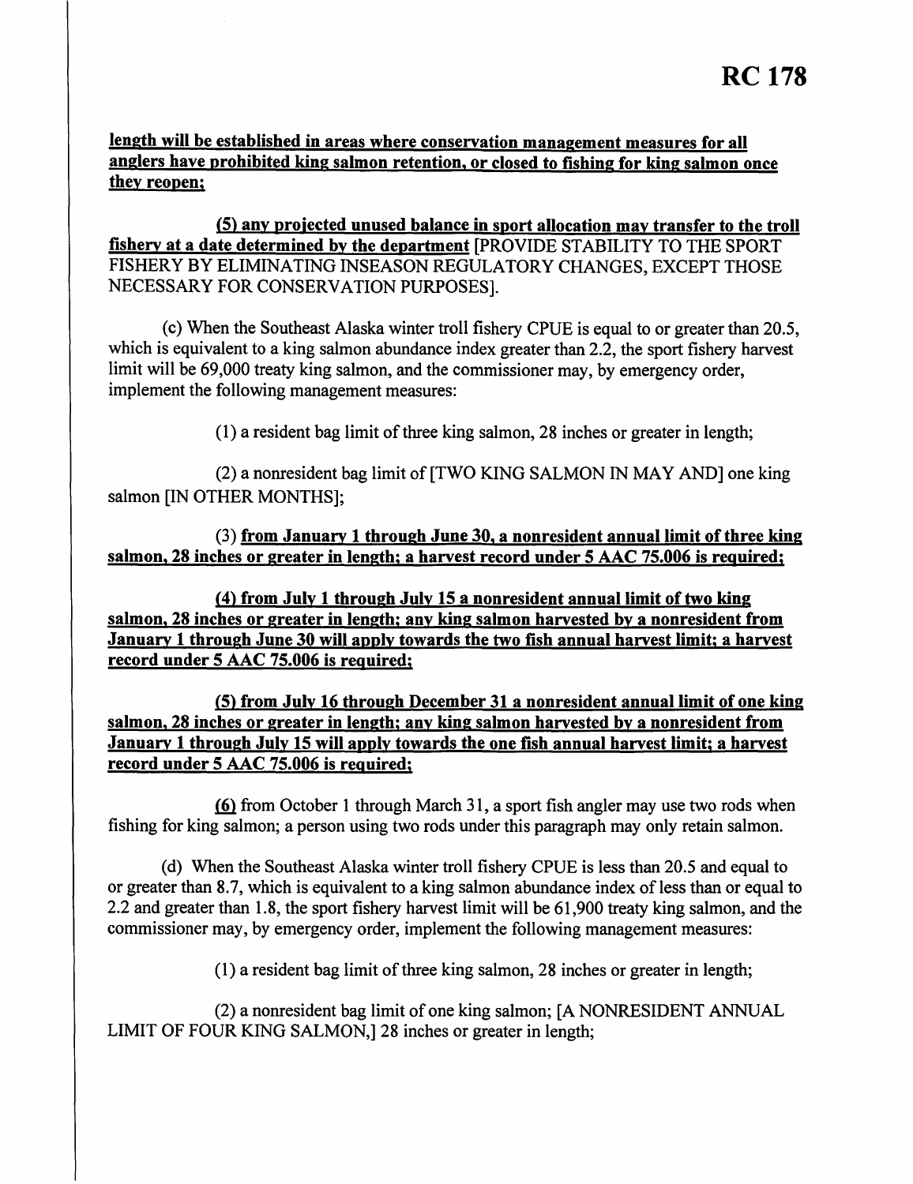**length will be established in areas where conservation management measures for all anglers have prohibited king salmon retention, or closed to fishing for king salmon once they reopen;**

**(5) any projected unused balance in sport allocation may transfer to the troll fishery at a date determined by the department** [PROVIDE STABILITY TO THE SPORT FISHERY BY ELIMINATING INSEASON REGULATORY CHANGES, EXCEPT THOSE NECESSARY FOR CONSERVATION PURPOSES].

(c) When the Southeast Alaska winter troll fishery CPUE is equal to or greater than 20.5, which is equivalent to a king salmon abundance index greater than 2.2, the sport fishery harvest limit will be 69,000 treaty king salmon, and the commissioner may, by emergency order, implement the following management measures:

(1) a resident bag limit of three king salmon, 28 inches or greater in length;

(2) a nonresident bag limit of [TWO KING SALMON IN MAY AND] one king salmon [IN OTHER MONTHS];

(3) **from January 1 through June 30, a nonresident annual limit of three king salmon, 28 inches or greater in length; a harvest record under 5 AAC 75.006 is required;**

**(4) from July 1 through July 15 a nonresident annual limit of two king salmon, 28 inches or greater in length; any king salmon harvested by a nonresident from January 1 through June 30 will apply towards the two fish annual harvest limit; a harvest record under 5 AAC 75.006 is required;**

**(5) from July 16 through December 31 a nonresident annual limit of one king salmon, 28 inches or greater in length; any king salmon harvested by a nonresident from January 1 through July 15 will apply towards the one fish annual harvest limit; a harvest record under 5 AAC 75.006 is required;**

**(6)** from October 1 through March 31, a sport fish angler may use two rods when fishing for king salmon; a person using two rods under this paragraph may only retain salmon.

(d) When the Southeast Alaska winter troll fishery CPUE is less than 20.5 and equal to or greater than 8.7, which is equivalent to a king salmon abundance index of less than or equal to 2.2 and greater than 1.8, the sport fishery harvest limit will be 61,900 treaty king salmon, and the commissioner may, by emergency order, implement the following management measures:

(1) a resident bag limit of three king salmon, 28 inches or greater in length;

(2) a nonresident bag limit of one king salmon; [A NONRESIDENT ANNUAL LIMIT OF FOUR KING SALMON,] 28 inches or greater in length;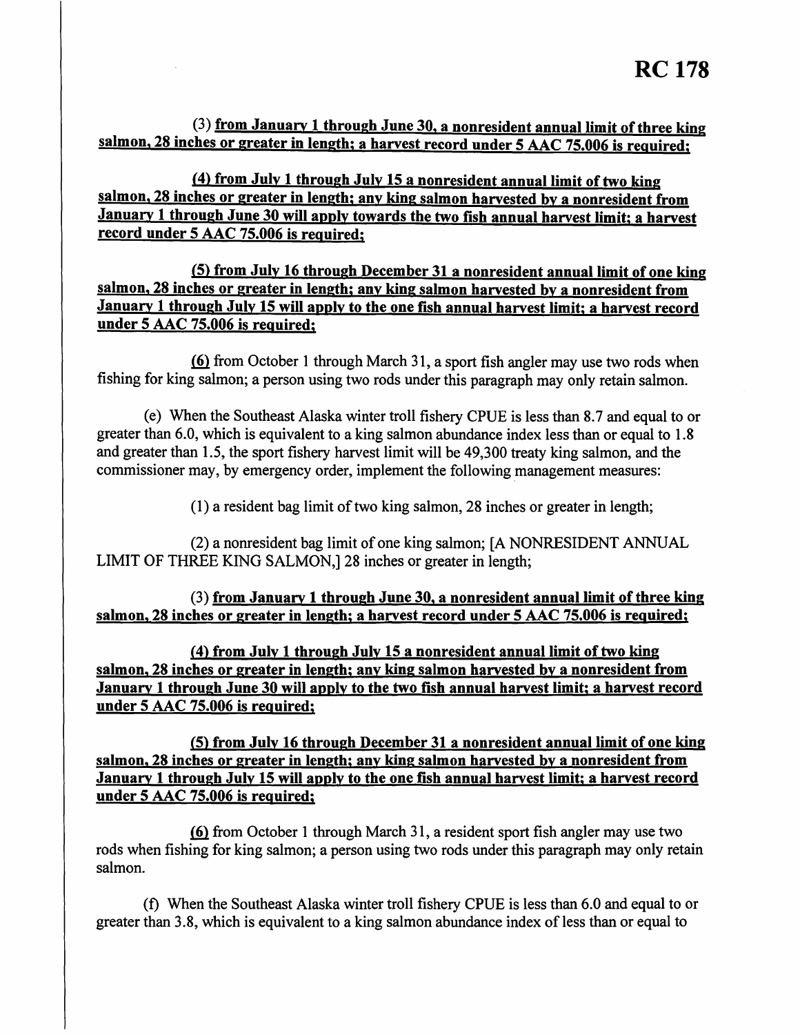# RC 178

(3) **<u>from January 1 through June 30, a nonresident annual limit of three king salmon, 28 inches or greater in length; a harvest record under 5 AAC 75.006 is required;</u>**

**<u>(4) from July 1 through July 15 a nonresident annual limit of two king salmon, 28 inches or greater in length; any king salmon harvested by a nonresident from January 1 through June 30 will apply towards the two fish annual harvest limit; a harvest record under 5 AAC 75.006 is required;</u>**

**<u>(5) from July 16 through December 31 a nonresident annual limit of one king salmon, 28 inches or greater in length; any king salmon harvested by a nonresident from January 1 through July 15 will apply to the one fish annual harvest limit; a harvest record under 5 AAC 75.006 is required;</u>**

**<u>(6)</u>** from October 1 through March 31, a sport fish angler may use two rods when fishing for king salmon; a person using two rods under this paragraph may only retain salmon.

(e) When the Southeast Alaska winter troll fishery CPUE is less than 8.7 and equal to or greater than 6.0, which is equivalent to a king salmon abundance index less than or equal to 1.8 and greater than 1.5, the sport fishery harvest limit will be 49,300 treaty king salmon, and the commissioner may, by emergency order, implement the following management measures:

(1) a resident bag limit of two king salmon, 28 inches or greater in length;

(2) a nonresident bag limit of one king salmon; [A NONRESIDENT ANNUAL LIMIT OF THREE KING SALMON,] 28 inches or greater in length;

(3) **<u>from January 1 through June 30, a nonresident annual limit of three king salmon, 28 inches or greater in length; a harvest record under 5 AAC 75.006 is required;</u>**

**<u>(4) from July 1 through July 15 a nonresident annual limit of two king salmon, 28 inches or greater in length; any king salmon harvested by a nonresident from January 1 through June 30 will apply to the two fish annual harvest limit; a harvest record under 5 AAC 75.006 is required;</u>**

**<u>(5) from July 16 through December 31 a nonresident annual limit of one king salmon, 28 inches or greater in length; any king salmon harvested by a nonresident from January 1 through July 15 will apply to the one fish annual harvest limit; a harvest record under 5 AAC 75.006 is required;</u>**

**<u>(6)</u>** from October 1 through March 31, a resident sport fish angler may use two rods when fishing for king salmon; a person using two rods under this paragraph may only retain salmon.

(f) When the Southeast Alaska winter troll fishery CPUE is less than 6.0 and equal to or greater than 3.8, which is equivalent to a king salmon abundance index of less than or equal to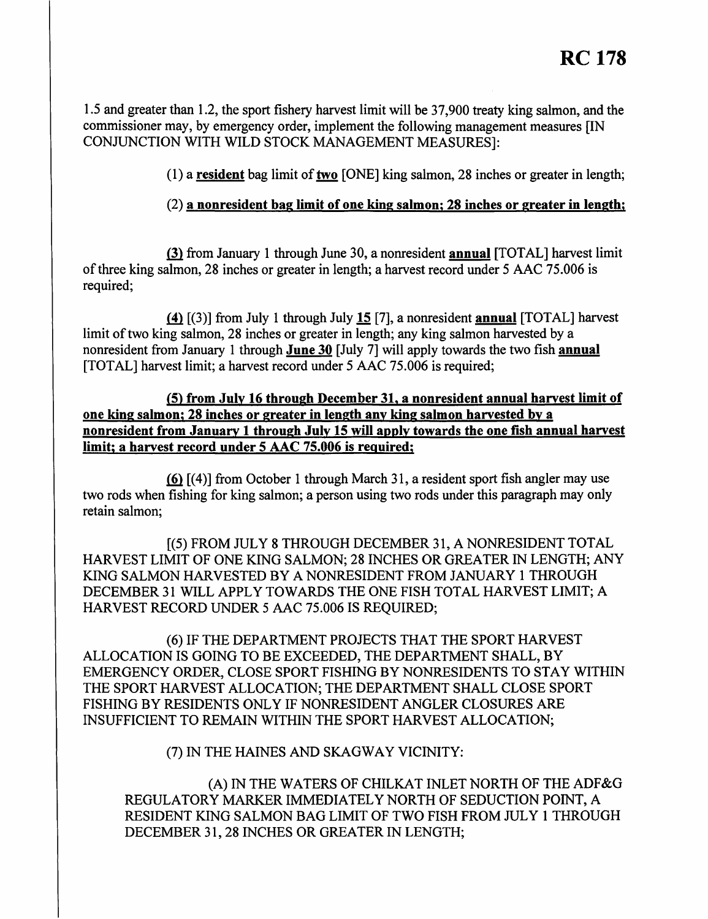1.5 and greater than 1.2, the sport fishery harvest limit will be 37,900 treaty king salmon, and the commissioner may, by emergency order, implement the following management measures [IN CONJUNCTION WITH WILD STOCK MANAGEMENT MEASURES]:

(1) a **resident** bag limit of **two** [ONE] king salmon, 28 inches or greater in length;

(2) **a nonresident bag limit of one king salmon; 28 inches or greater in length;**

**(3)** from January 1 through June 30, a nonresident **annual** [TOTAL] harvest limit of three king salmon, 28 inches or greater in length; a harvest record under 5 AAC 75.006 is required;

**(4)** [(3)] from July 1 through July **15** [7], a nonresident **annual** [TOTAL] harvest limit of two king salmon, 28 inches or greater in length; any king salmon harvested by a nonresident from January 1 through **June 30** [July 7] will apply towards the two fish **annual** [TOTAL] harvest limit; a harvest record under 5 AAC 75.006 is required;

**(5) from July 16 through December 31, a nonresident annual harvest limit of one king salmon; 28 inches or greater in length any king salmon harvested by a nonresident from January 1 through July 15 will apply towards the one fish annual harvest limit; a harvest record under 5 AAC 75.006 is required;**

**(6)** [(4)] from October 1 through March 31, a resident sport fish angler may use two rods when fishing for king salmon; a person using two rods under this paragraph may only retain salmon;

[(5) FROM JULY 8 THROUGH DECEMBER 31, A NONRESIDENT TOTAL HARVEST LIMIT OF ONE KING SALMON; 28 INCHES OR GREATER IN LENGTH; ANY KING SALMON HARVESTED BY A NONRESIDENT FROM JANUARY 1 THROUGH DECEMBER 31 WILL APPLY TOWARDS THE ONE FISH TOTAL HARVEST LIMIT; A HARVEST RECORD UNDER 5 AAC 75.006 IS REQUIRED;

(6) IF THE DEPARTMENT PROJECTS THAT THE SPORT HARVEST ALLOCATION IS GOING TO BE EXCEEDED, THE DEPARTMENT SHALL, BY EMERGENCY ORDER, CLOSE SPORT FISHING BY NONRESIDENTS TO STAY WITHIN THE SPORT HARVEST ALLOCATION; THE DEPARTMENT SHALL CLOSE SPORT FISHING BY RESIDENTS ONLY IF NONRESIDENT ANGLER CLOSURES ARE INSUFFICIENT TO REMAIN WITHIN THE SPORT HARVEST ALLOCATION;

(7) IN THE HAINES AND SKAGWAY VICINITY:

(A) IN THE WATERS OF CHILKAT INLET NORTH OF THE ADF&G REGULATORY MARKER IMMEDIATELY NORTH OF SEDUCTION POINT, A RESIDENT KING SALMON BAG LIMIT OF TWO FISH FROM JULY 1 THROUGH DECEMBER 31, 28 INCHES OR GREATER IN LENGTH;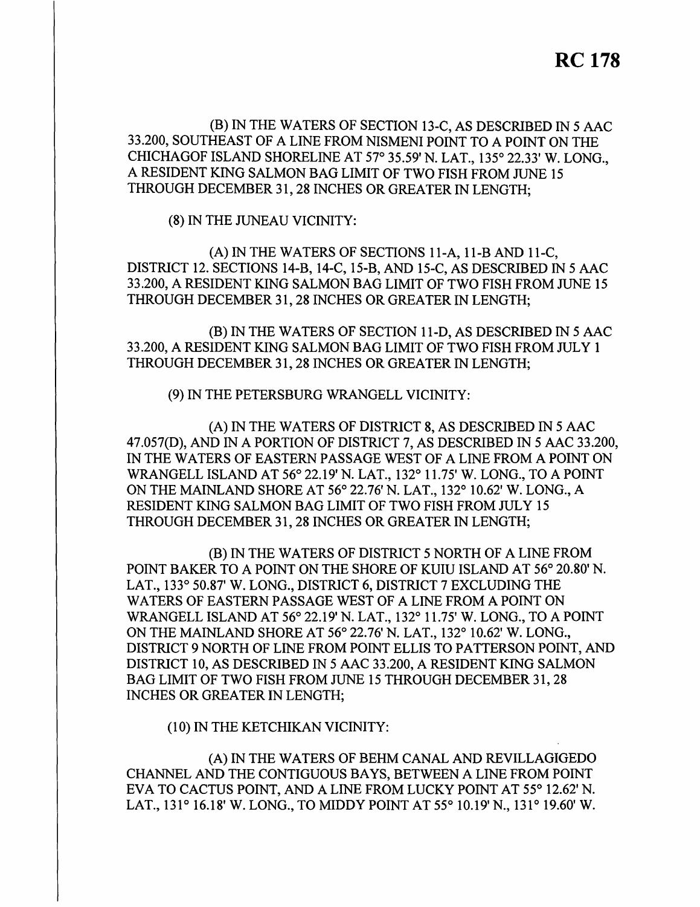# RC 178

(B) IN THE WATERS OF SECTION 13-C, AS DESCRIBED IN 5 AAC 33.200, SOUTHEAST OF A LINE FROM NISMENI POINT TO A POINT ON THE CHICHAGOF ISLAND SHORELINE AT 57° 35.59' N. LAT., 135° 22.33' W. LONG., A RESIDENT KING SALMON BAG LIMIT OF TWO FISH FROM JUNE 15 THROUGH DECEMBER 31, 28 INCHES OR GREATER IN LENGTH;

(8) IN THE JUNEAU VICINITY:

(A) IN THE WATERS OF SECTIONS 11-A, 11-B AND 11-C, DISTRICT 12. SECTIONS 14-B, 14-C, 15-B, AND 15-C, AS DESCRIBED IN 5 AAC 33.200, A RESIDENT KING SALMON BAG LIMIT OF TWO FISH FROM JUNE 15 THROUGH DECEMBER 31, 28 INCHES OR GREATER IN LENGTH;

(B) IN THE WATERS OF SECTION 11-D, AS DESCRIBED IN 5 AAC 33.200, A RESIDENT KING SALMON BAG LIMIT OF TWO FISH FROM JULY 1 THROUGH DECEMBER 31, 28 INCHES OR GREATER IN LENGTH;

(9) IN THE PETERSBURG WRANGELL VICINITY:

(A) IN THE WATERS OF DISTRICT 8, AS DESCRIBED IN 5 AAC 47.057(D), AND IN A PORTION OF DISTRICT 7, AS DESCRIBED IN 5 AAC 33.200, IN THE WATERS OF EASTERN PASSAGE WEST OF A LINE FROM A POINT ON WRANGELL ISLAND AT 56° 22.19' N. LAT., 132° 11.75' W. LONG., TO A POINT ON THE MAINLAND SHORE AT 56° 22.76' N. LAT., 132° 10.62' W. LONG., A RESIDENT KING SALMON BAG LIMIT OF TWO FISH FROM JULY 15 THROUGH DECEMBER 31, 28 INCHES OR GREATER IN LENGTH;

(B) IN THE WATERS OF DISTRICT 5 NORTH OF A LINE FROM POINT BAKER TO A POINT ON THE SHORE OF KUIU ISLAND AT 56° 20.80' N. LAT., 133° 50.87' W. LONG., DISTRICT 6, DISTRICT 7 EXCLUDING THE WATERS OF EASTERN PASSAGE WEST OF A LINE FROM A POINT ON WRANGELL ISLAND AT 56° 22.19' N. LAT., 132° 11.75' W. LONG., TO A POINT ON THE MAINLAND SHORE AT 56° 22.76' N. LAT., 132° 10.62' W. LONG., DISTRICT 9 NORTH OF LINE FROM POINT ELLIS TO PATTERSON POINT, AND DISTRICT 10, AS DESCRIBED IN 5 AAC 33.200, A RESIDENT KING SALMON BAG LIMIT OF TWO FISH FROM JUNE 15 THROUGH DECEMBER 31, 28 INCHES OR GREATER IN LENGTH;

(10) IN THE KETCHIKAN VICINITY:

(A) IN THE WATERS OF BEHM CANAL AND REVILLAGIGEDO CHANNEL AND THE CONTIGUOUS BAYS, BETWEEN A LINE FROM POINT EVA TO CACTUS POINT, AND A LINE FROM LUCKY POINT AT 55° 12.62' N. LAT., 131° 16.18' W. LONG., TO MIDDY POINT AT 55° 10.19' N., 131° 19.60' W.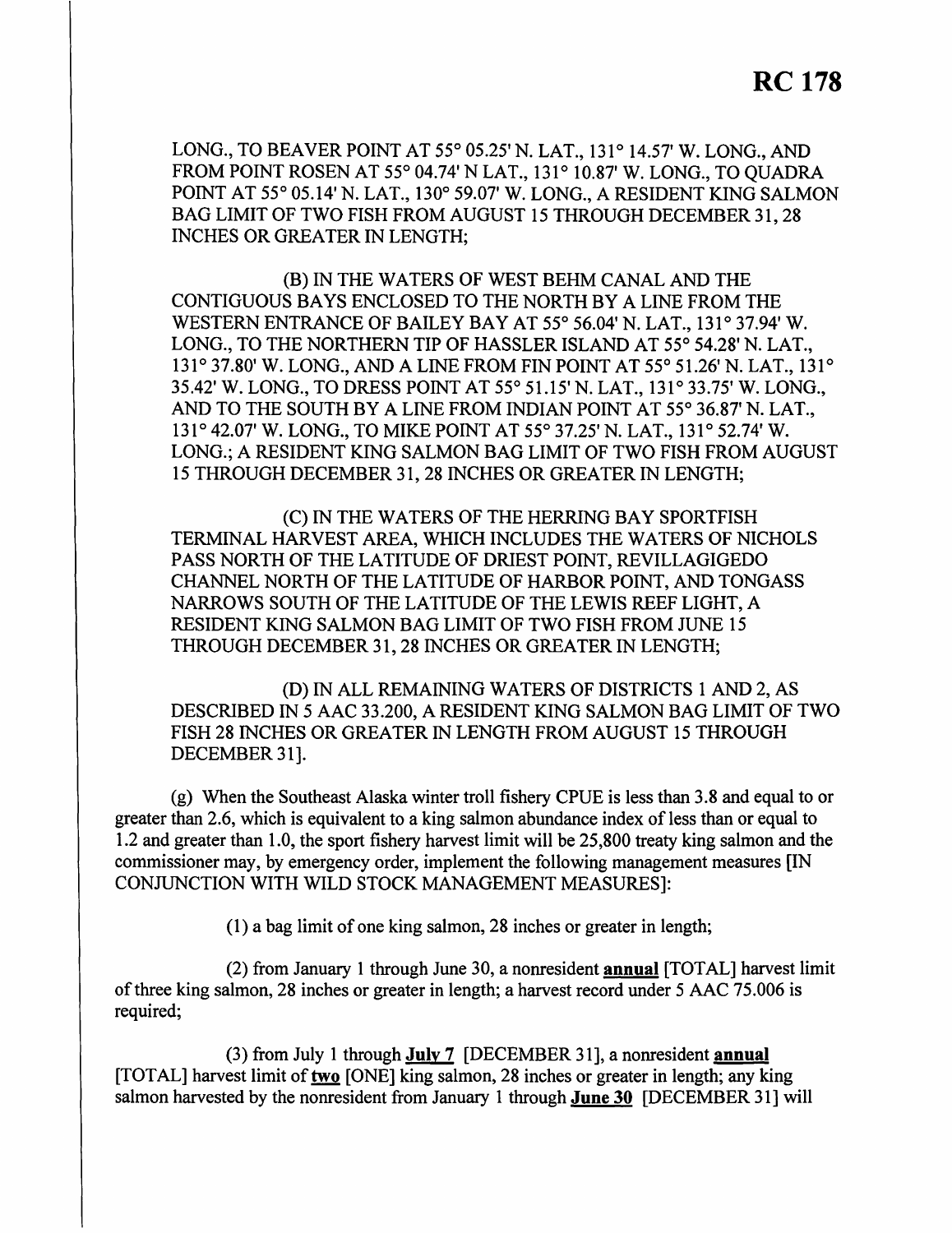LONG., TO BEAVER POINT AT 55° 05.25' N. LAT., 131° 14.57' W. LONG., AND FROM POINT ROSEN AT 55° 04.74' N LAT., 131° 10.87' W. LONG., TO QUADRA POINT AT 55° 05.14' N. LAT., 130° 59.07' W. LONG., A RESIDENT KING SALMON BAG LIMIT OF TWO FISH FROM AUGUST 15 THROUGH DECEMBER 31, 28 INCHES OR GREATER IN LENGTH;

(B) IN THE WATERS OF WEST BEHM CANAL AND THE CONTIGUOUS BAYS ENCLOSED TO THE NORTH BY A LINE FROM THE WESTERN ENTRANCE OF BAILEY BAY AT 55° 56.04' N. LAT., 131° 37.94' W. LONG., TO THE NORTHERN TIP OF HASSLER ISLAND AT 55° 54.28' N. LAT., 131° 37.80' W. LONG., AND A LINE FROM FIN POINT AT 55° 51.26' N. LAT., 131° 35.42' W. LONG., TO DRESS POINT AT 55° 51.15' N. LAT., 131° 33.75' W. LONG., AND TO THE SOUTH BY A LINE FROM INDIAN POINT AT 55° 36.87' N. LAT., 131° 42.07' W. LONG., TO MIKE POINT AT 55° 37.25' N. LAT., 131° 52.74' W. LONG.; A RESIDENT KING SALMON BAG LIMIT OF TWO FISH FROM AUGUST 15 THROUGH DECEMBER 31, 28 INCHES OR GREATER IN LENGTH;

(C) IN THE WATERS OF THE HERRING BAY SPORTFISH TERMINAL HARVEST AREA, WHICH INCLUDES THE WATERS OF NICHOLS PASS NORTH OF THE LATITUDE OF DRIEST POINT, REVILLAGIGEDO CHANNEL NORTH OF THE LATITUDE OF HARBOR POINT, AND TONGASS NARROWS SOUTH OF THE LATITUDE OF THE LEWIS REEF LIGHT, A RESIDENT KING SALMON BAG LIMIT OF TWO FISH FROM JUNE 15 THROUGH DECEMBER 31, 28 INCHES OR GREATER IN LENGTH;

(D) IN ALL REMAINING WATERS OF DISTRICTS 1 AND 2, AS DESCRIBED IN 5 AAC 33.200, A RESIDENT KING SALMON BAG LIMIT OF TWO FISH 28 INCHES OR GREATER IN LENGTH FROM AUGUST 15 THROUGH DECEMBER 31].

(g) When the Southeast Alaska winter troll fishery CPUE is less than 3.8 and equal to or greater than 2.6, which is equivalent to a king salmon abundance index of less than or equal to 1.2 and greater than 1.0, the sport fishery harvest limit will be 25,800 treaty king salmon and the commissioner may, by emergency order, implement the following management measures [IN CONJUNCTION WITH WILD STOCK MANAGEMENT MEASURES]:

(1) a bag limit of one king salmon, 28 inches or greater in length;

(2) from January 1 through June 30, a nonresident **annual** [TOTAL] harvest limit of three king salmon, 28 inches or greater in length; a harvest record under 5 AAC 75.006 is required;

(3) from July 1 through **July 7** [DECEMBER 31], a nonresident **annual** [TOTAL] harvest limit of **two** [ONE] king salmon, 28 inches or greater in length; any king salmon harvested by the nonresident from January 1 through **June 30** [DECEMBER 31] will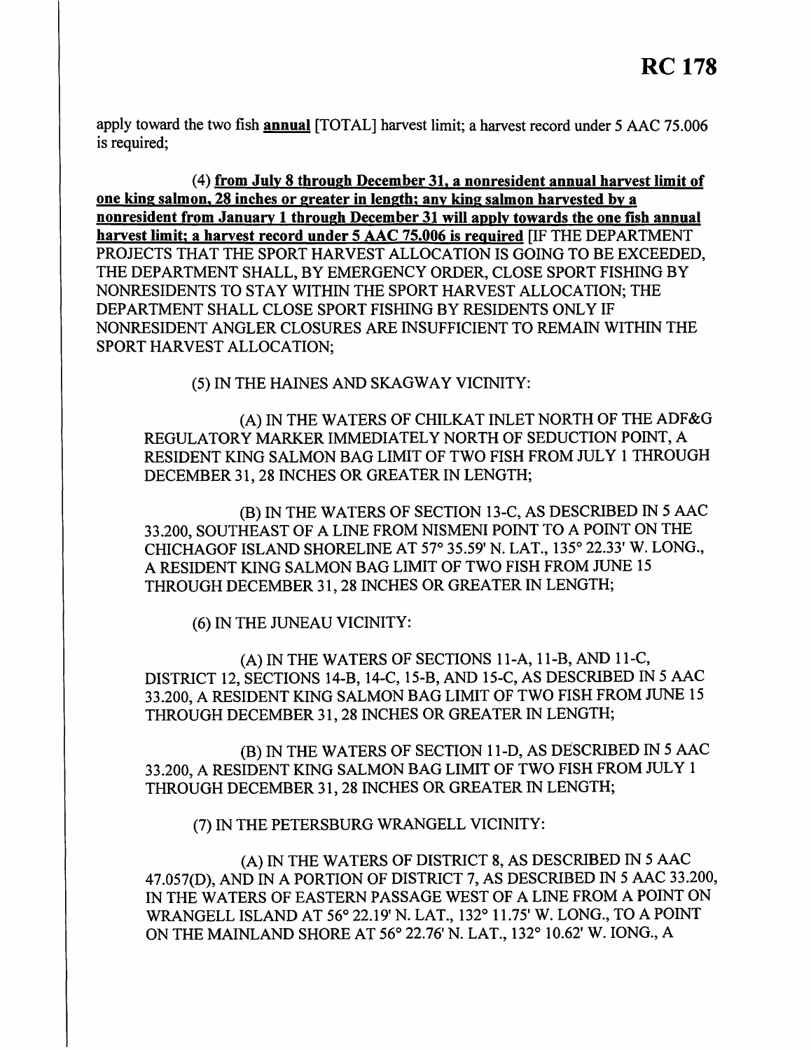apply toward the two fish **annual** [TOTAL] harvest limit; a harvest record under 5 AAC 75.006 is required;

(4) **from July 8 through December 31, a nonresident annual harvest limit of one king salmon, 28 inches or greater in length; any king salmon harvested by a nonresident from January 1 through December 31 will apply towards the one fish annual harvest limit; a harvest record under 5 AAC 75.006 is required** [IF THE DEPARTMENT PROJECTS THAT THE SPORT HARVEST ALLOCATION IS GOING TO BE EXCEEDED, THE DEPARTMENT SHALL, BY EMERGENCY ORDER, CLOSE SPORT FISHING BY NONRESIDENTS TO STAY WITHIN THE SPORT HARVEST ALLOCATION; THE DEPARTMENT SHALL CLOSE SPORT FISHING BY RESIDENTS ONLY IF NONRESIDENT ANGLER CLOSURES ARE INSUFFICIENT TO REMAIN WITHIN THE SPORT HARVEST ALLOCATION;

(5) IN THE HAINES AND SKAGWAY VICINITY:

(A) IN THE WATERS OF CHILKAT INLET NORTH OF THE ADF&G REGULATORY MARKER IMMEDIATELY NORTH OF SEDUCTION POINT, A RESIDENT KING SALMON BAG LIMIT OF TWO FISH FROM JULY 1 THROUGH DECEMBER 31, 28 INCHES OR GREATER IN LENGTH;

(B) IN THE WATERS OF SECTION 13-C, AS DESCRIBED IN 5 AAC 33.200, SOUTHEAST OF A LINE FROM NISMENI POINT TO A POINT ON THE CHICHAGOF ISLAND SHORELINE AT 57° 35.59' N. LAT., 135° 22.33' W. LONG., A RESIDENT KING SALMON BAG LIMIT OF TWO FISH FROM JUNE 15 THROUGH DECEMBER 31, 28 INCHES OR GREATER IN LENGTH;

(6) IN THE JUNEAU VICINITY:

(A) IN THE WATERS OF SECTIONS 11-A, 11-B, AND 11-C, DISTRICT 12, SECTIONS 14-B, 14-C, 15-B, AND 15-C, AS DESCRIBED IN 5 AAC 33.200, A RESIDENT KING SALMON BAG LIMIT OF TWO FISH FROM JUNE 15 THROUGH DECEMBER 31, 28 INCHES OR GREATER IN LENGTH;

(B) IN THE WATERS OF SECTION 11-D, AS DESCRIBED IN 5 AAC 33.200, A RESIDENT KING SALMON BAG LIMIT OF TWO FISH FROM JULY 1 THROUGH DECEMBER 31, 28 INCHES OR GREATER IN LENGTH;

(7) IN THE PETERSBURG WRANGELL VICINITY:

(A) IN THE WATERS OF DISTRICT 8, AS DESCRIBED IN 5 AAC 47.057(D), AND IN A PORTION OF DISTRICT 7, AS DESCRIBED IN 5 AAC 33.200, IN THE WATERS OF EASTERN PASSAGE WEST OF A LINE FROM A POINT ON WRANGELL ISLAND AT 56° 22.19' N. LAT., 132° 11.75' W. LONG., TO A POINT ON THE MAINLAND SHORE AT 56° 22.76' N. LAT., 132° 10.62' W. IONG., A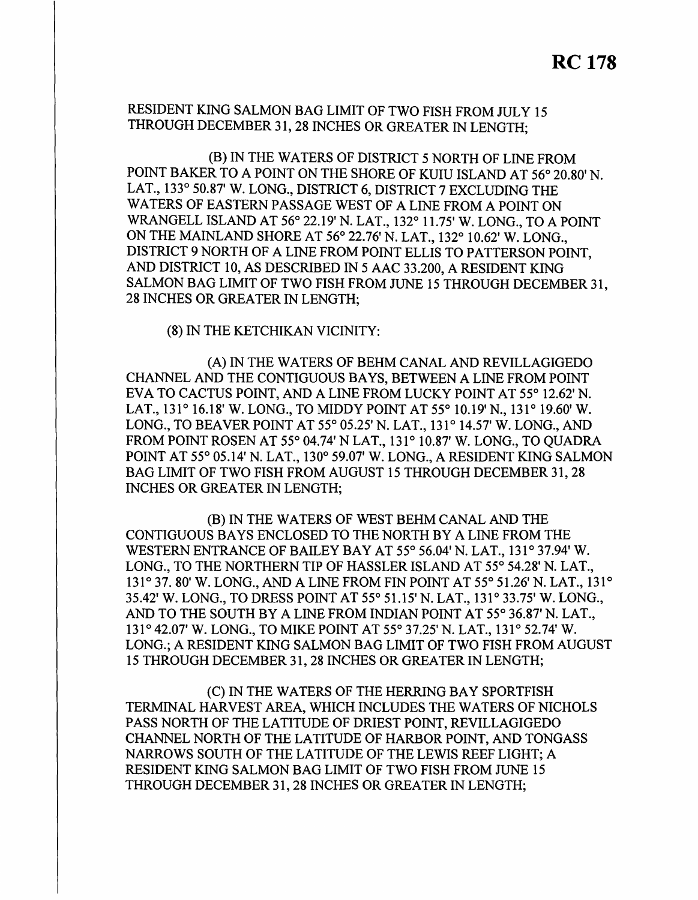RESIDENT KING SALMON BAG LIMIT OF TWO FISH FROM JULY 15 THROUGH DECEMBER 31, 28 INCHES OR GREATER IN LENGTH;

(B) IN THE WATERS OF DISTRICT 5 NORTH OF LINE FROM POINT BAKER TO A POINT ON THE SHORE OF KUIU ISLAND AT 56° 20.80' N. LAT., 133° 50.87' W. LONG., DISTRICT 6, DISTRICT 7 EXCLUDING THE WATERS OF EASTERN PASSAGE WEST OF A LINE FROM A POINT ON WRANGELL ISLAND AT 56° 22.19' N. LAT., 132° 11.75' W. LONG., TO A POINT ON THE MAINLAND SHORE AT 56° 22.76' N. LAT., 132° 10.62' W. LONG., DISTRICT 9 NORTH OF A LINE FROM POINT ELLIS TO PATTERSON POINT, AND DISTRICT 10, AS DESCRIBED IN 5 AAC 33.200, A RESIDENT KING SALMON BAG LIMIT OF TWO FISH FROM JUNE 15 THROUGH DECEMBER 31, 28 INCHES OR GREATER IN LENGTH;

(8) IN THE KETCHIKAN VICINITY:

(A) IN THE WATERS OF BEHM CANAL AND REVILLAGIGEDO CHANNEL AND THE CONTIGUOUS BAYS, BETWEEN A LINE FROM POINT EVA TO CACTUS POINT, AND A LINE FROM LUCKY POINT AT 55° 12.62' N. LAT., 131° 16.18' W. LONG., TO MIDDY POINT AT 55° 10.19' N., 131° 19.60' W. LONG., TO BEAVER POINT AT 55° 05.25' N. LAT., 131° 14.57' W. LONG., AND FROM POINT ROSEN AT 55° 04.74' N LAT., 131° 10.87' W. LONG., TO QUADRA POINT AT 55° 05.14' N. LAT., 130° 59.07' W. LONG., A RESIDENT KING SALMON BAG LIMIT OF TWO FISH FROM AUGUST 15 THROUGH DECEMBER 31, 28 INCHES OR GREATER IN LENGTH;

(B) IN THE WATERS OF WEST BEHM CANAL AND THE CONTIGUOUS BAYS ENCLOSED TO THE NORTH BY A LINE FROM THE WESTERN ENTRANCE OF BAILEY BAY AT 55° 56.04' N. LAT., 131° 37.94' W. LONG., TO THE NORTHERN TIP OF HASSLER ISLAND AT 55° 54.28' N. LAT., 131° 37. 80' W. LONG., AND A LINE FROM FIN POINT AT 55° 51.26' N. LAT., 131° 35.42' W. LONG., TO DRESS POINT AT 55° 51.15' N. LAT., 131° 33.75' W. LONG., AND TO THE SOUTH BY A LINE FROM INDIAN POINT AT 55° 36.87' N. LAT., 131° 42.07' W. LONG., TO MIKE POINT AT 55° 37.25' N. LAT., 131° 52.74' W. LONG.; A RESIDENT KING SALMON BAG LIMIT OF TWO FISH FROM AUGUST 15 THROUGH DECEMBER 31, 28 INCHES OR GREATER IN LENGTH;

(C) IN THE WATERS OF THE HERRING BAY SPORTFISH TERMINAL HARVEST AREA, WHICH INCLUDES THE WATERS OF NICHOLS PASS NORTH OF THE LATITUDE OF DRIEST POINT, REVILLAGIGEDO CHANNEL NORTH OF THE LATITUDE OF HARBOR POINT, AND TONGASS NARROWS SOUTH OF THE LATITUDE OF THE LEWIS REEF LIGHT; A RESIDENT KING SALMON BAG LIMIT OF TWO FISH FROM JUNE 15 THROUGH DECEMBER 31, 28 INCHES OR GREATER IN LENGTH;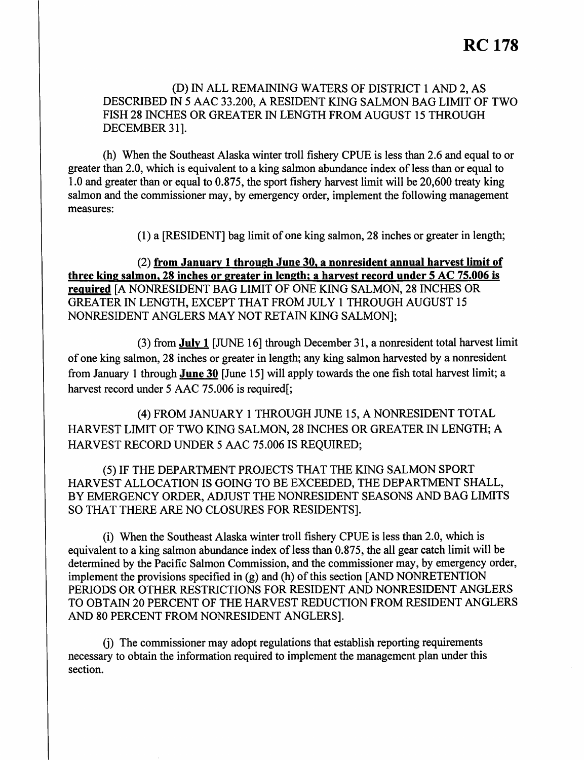# RC 178

(D) IN ALL REMAINING WATERS OF DISTRICT 1 AND 2, AS DESCRIBED IN 5 AAC 33.200, A RESIDENT KING SALMON BAG LIMIT OF TWO FISH 28 INCHES OR GREATER IN LENGTH FROM AUGUST 15 THROUGH DECEMBER 31].

(h) When the Southeast Alaska winter troll fishery CPUE is less than 2.6 and equal to or greater than 2.0, which is equivalent to a king salmon abundance index of less than or equal to 1.0 and greater than or equal to 0.875, the sport fishery harvest limit will be 20,600 treaty king salmon and the commissioner may, by emergency order, implement the following management measures:

(1) a [RESIDENT] bag limit of one king salmon, 28 inches or greater in length;

(2) **from January 1 through June 30, a nonresident annual harvest limit of three king salmon, 28 inches or greater in length; a harvest record under 5 AC 75.006 is required** [A NONRESIDENT BAG LIMIT OF ONE KING SALMON, 28 INCHES OR GREATER IN LENGTH, EXCEPT THAT FROM JULY 1 THROUGH AUGUST 15 NONRESIDENT ANGLERS MAY NOT RETAIN KING SALMON];

(3) from **July 1** [JUNE 16] through December 31, a nonresident total harvest limit of one king salmon, 28 inches or greater in length; any king salmon harvested by a nonresident from January 1 through **June 30** [June 15] will apply towards the one fish total harvest limit; a harvest record under 5 AAC 75.006 is required[;

(4) FROM JANUARY 1 THROUGH JUNE 15, A NONRESIDENT TOTAL HARVEST LIMIT OF TWO KING SALMON, 28 INCHES OR GREATER IN LENGTH; A HARVEST RECORD UNDER 5 AAC 75.006 IS REQUIRED;

(5) IF THE DEPARTMENT PROJECTS THAT THE KING SALMON SPORT HARVEST ALLOCATION IS GOING TO BE EXCEEDED, THE DEPARTMENT SHALL, BY EMERGENCY ORDER, ADJUST THE NONRESIDENT SEASONS AND BAG LIMITS SO THAT THERE ARE NO CLOSURES FOR RESIDENTS].

(i) When the Southeast Alaska winter troll fishery CPUE is less than 2.0, which is equivalent to a king salmon abundance index of less than 0.875, the all gear catch limit will be determined by the Pacific Salmon Commission, and the commissioner may, by emergency order, implement the provisions specified in (g) and (h) of this section [AND NONRETENTION PERIODS OR OTHER RESTRICTIONS FOR RESIDENT AND NONRESIDENT ANGLERS TO OBTAIN 20 PERCENT OF THE HARVEST REDUCTION FROM RESIDENT ANGLERS AND 80 PERCENT FROM NONRESIDENT ANGLERS].

(j) The commissioner may adopt regulations that establish reporting requirements necessary to obtain the information required to implement the management plan under this section.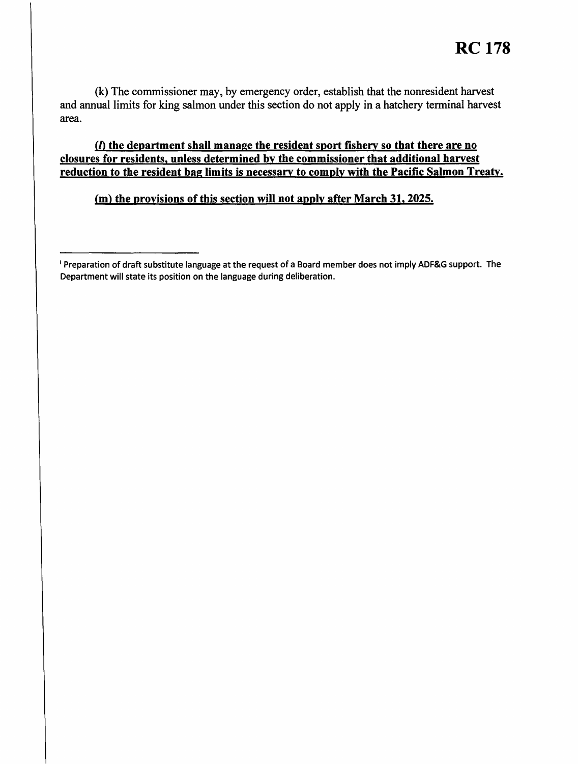**RC 178**

(k) The commissioner may, by emergency order, establish that the nonresident harvest and annual limits for king salmon under this section do not apply in a hatchery terminal harvest area.

***(l)* the department shall manage the resident sport fishery so that there are no closures for residents, unless determined by the commissioner that additional harvest reduction to the resident bag limits is necessary to comply with the Pacific Salmon Treaty.**

**(m) the provisions of this section will not apply after March 31, 2025.**

---

[i] Preparation of draft substitute language at the request of a Board member does not imply ADF&G support. The Department will state its position on the language during deliberation.